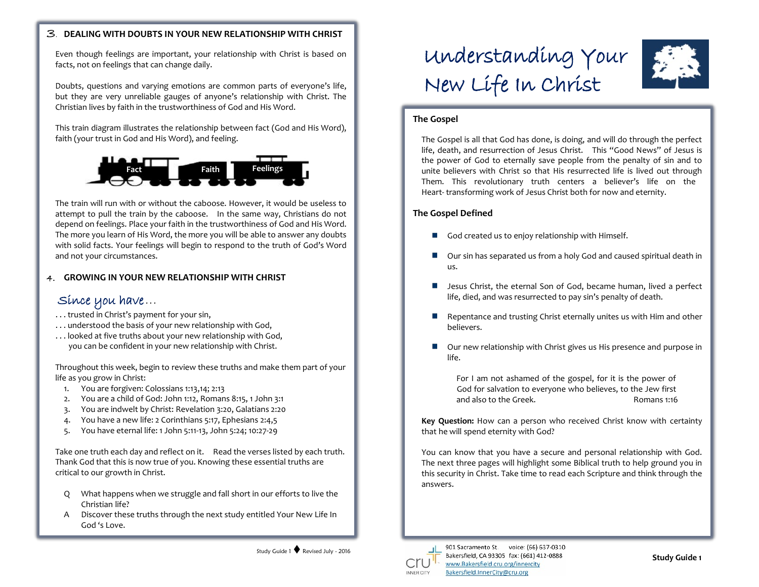## 3. DEALING WITH DOUBTS IN YOUR NEW RELATIONSHIP WITH CHRIST

Even though feelings are important, your relationship with Christ is based on facts, not on feelings that can change daily.

Doubts, questions and varying emotions are common parts of everyone's life, but they are very unreliable gauges of anyone's relationship with Christ. The Christian lives by faith in the trustworthiness of God and His Word.

This train diagram illustrates the relationship between fact (God and His Word), faith (your trust in God and His Word), and feeling.

Fact — Faith — Feelings

The train will run with or without the caboose. However, it would be useless to attempt to pull the train by the caboose. In the same way, Christians do not depend on feelings. Place your faith in the trustworthiness of God and His Word. The more you learn of His Word, the more you will be able to answer any doubts with solid facts. Your feelings will begin to respond to the truth of God's Word and not your circumstances.

## 4. GROWING IN YOUR NEW RELATIONSHIP WITH CHRIST

### Since you have…

. . . trusted in Christ's payment for your sin,
. . . understood the basis of your new relationship with God,
. . . looked at five truths about your new relationship with God,
you can be confident in your new relationship with Christ.

Throughout this week, begin to review these truths and make them part of your life as you grow in Christ:

1. You are forgiven: Colossians 1:13,14; 2:13
2. You are a child of God: John 1:12, Romans 8:15, 1 John 3:1
3. You are indwelt by Christ: Revelation 3:20, Galatians 2:20
4. You have a new life: 2 Corinthians 5:17, Ephesians 2:4,5
5. You have eternal life: 1 John 5:11-13, John 5:24; 10:27-29

Take one truth each day and reflect on it. Read the verses listed by each truth. Thank God that this is now true of you. Knowing these essential truths are critical to our growth in Christ.

Q What happens when we struggle and fall short in our efforts to live the Christian life?

A Discover these truths through the next study entitled Your New Life In God 's Love.

Study Guide 1 ♦ Revised July - 2016

# Understanding Your New Life In Christ

## The Gospel

The Gospel is all that God has done, is doing, and will do through the perfect life, death, and resurrection of Jesus Christ. This "Good News" of Jesus is the power of God to eternally save people from the penalty of sin and to unite believers with Christ so that His resurrected life is lived out through Them. This revolutionary truth centers a believer's life on the Heart- transforming work of Jesus Christ both for now and eternity.

## The Gospel Defined

- God created us to enjoy relationship with Himself.
- Our sin has separated us from a holy God and caused spiritual death in us.
- Jesus Christ, the eternal Son of God, became human, lived a perfect life, died, and was resurrected to pay sin's penalty of death.
- Repentance and trusting Christ eternally unites us with Him and other believers.
- Our new relationship with Christ gives us His presence and purpose in life.

> For I am not ashamed of the gospel, for it is the power of God for salvation to everyone who believes, to the Jew first and also to the Greek. Romans 1:16

**Key Question:** How can a person who received Christ know with certainty that he will spend eternity with God?

You can know that you have a secure and personal relationship with God. The next three pages will highlight some Biblical truth to help ground you in this security in Christ. Take time to read each Scripture and think through the answers.

cru INNER CITY
901 Sacramento St. voice: (66) 637-0310
Bakersfield, CA 93305 fax: (661) 412-0888
www.Bakersfield.cru.org/innercity
Bakersfield.InnerCity@cru.org

**Study Guide 1**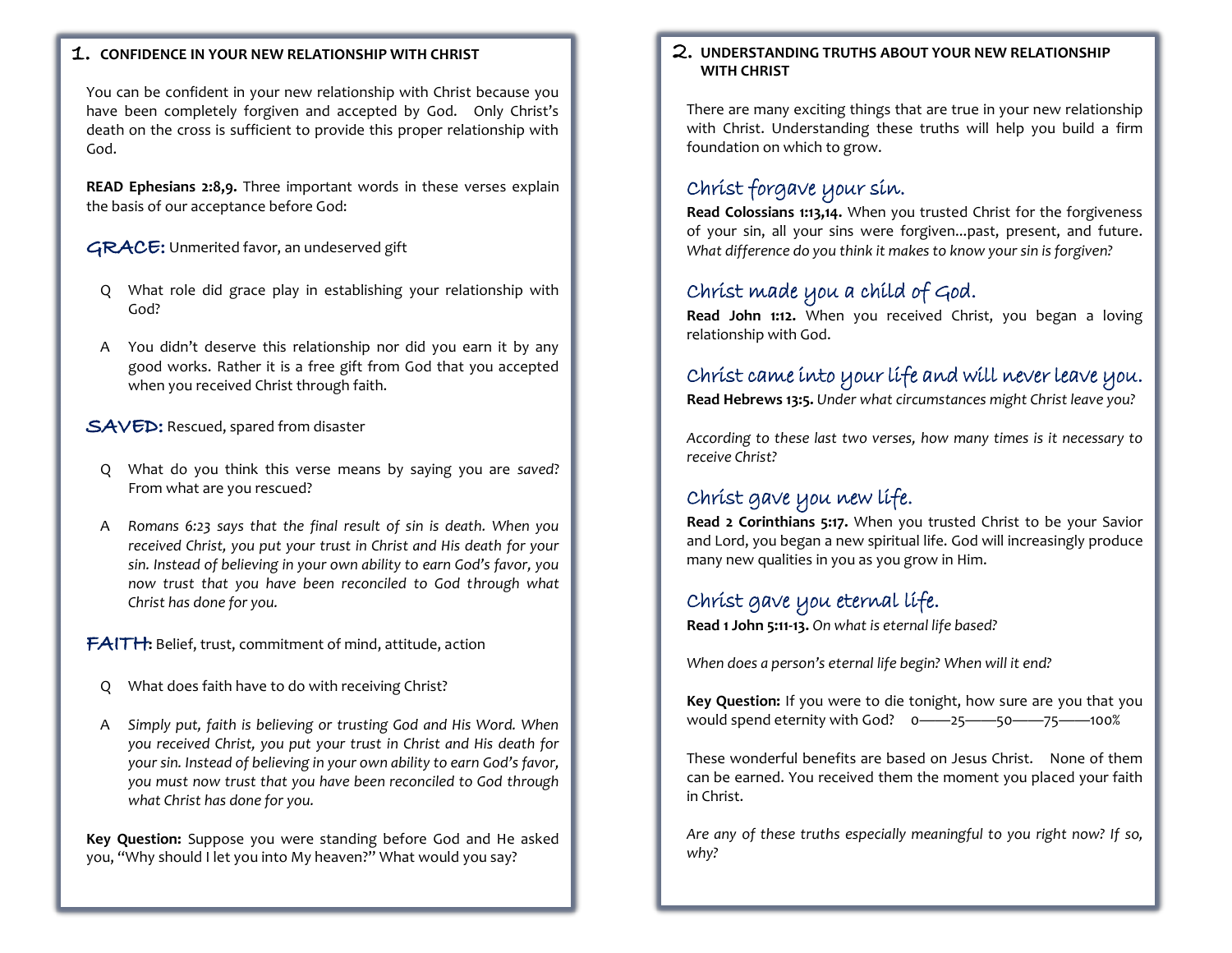## 1. CONFIDENCE IN YOUR NEW RELATIONSHIP WITH CHRIST

You can be confident in your new relationship with Christ because you have been completely forgiven and accepted by God. Only Christ's death on the cross is sufficient to provide this proper relationship with God.

**READ Ephesians 2:8,9.** Three important words in these verses explain the basis of our acceptance before God:

**GRACE:** Unmerited favor, an undeserved gift

Q What role did grace play in establishing your relationship with God?

A You didn't deserve this relationship nor did you earn it by any good works. Rather it is a free gift from God that you accepted when you received Christ through faith.

**SAVED:** Rescued, spared from disaster

Q What do you think this verse means by saying you are *saved*? From what are you rescued?

A *Romans 6:23 says that the final result of sin is death. When you received Christ, you put your trust in Christ and His death for your sin. Instead of believing in your own ability to earn God's favor, you now trust that you have been reconciled to God through what Christ has done for you.*

**FAITH:** Belief, trust, commitment of mind, attitude, action

Q What does faith have to do with receiving Christ?

A *Simply put, faith is believing or trusting God and His Word. When you received Christ, you put your trust in Christ and His death for your sin. Instead of believing in your own ability to earn God's favor, you must now trust that you have been reconciled to God through what Christ has done for you.*

**Key Question:** Suppose you were standing before God and He asked you, "Why should I let you into My heaven?" What would you say?

## 2. UNDERSTANDING TRUTHS ABOUT YOUR NEW RELATIONSHIP WITH CHRIST

There are many exciting things that are true in your new relationship with Christ. Understanding these truths will help you build a firm foundation on which to grow.

### Christ forgave your sin.

**Read Colossians 1:13,14.** When you trusted Christ for the forgiveness of your sin, all your sins were forgiven...past, present, and future. *What difference do you think it makes to know your sin is forgiven?*

### Christ made you a child of God.

**Read John 1:12.** When you received Christ, you began a loving relationship with God.

### Christ came into your life and will never leave you.

**Read Hebrews 13:5.** *Under what circumstances might Christ leave you?*

*According to these last two verses, how many times is it necessary to receive Christ?*

### Christ gave you new life.

**Read 2 Corinthians 5:17.** When you trusted Christ to be your Savior and Lord, you began a new spiritual life. God will increasingly produce many new qualities in you as you grow in Him.

### Christ gave you eternal life.

**Read 1 John 5:11-13.** *On what is eternal life based?*

*When does a person's eternal life begin? When will it end?*

**Key Question:** If you were to die tonight, how sure are you that you would spend eternity with God? 0——25——50——75——100%

These wonderful benefits are based on Jesus Christ. None of them can be earned. You received them the moment you placed your faith in Christ.

*Are any of these truths especially meaningful to you right now? If so, why?*